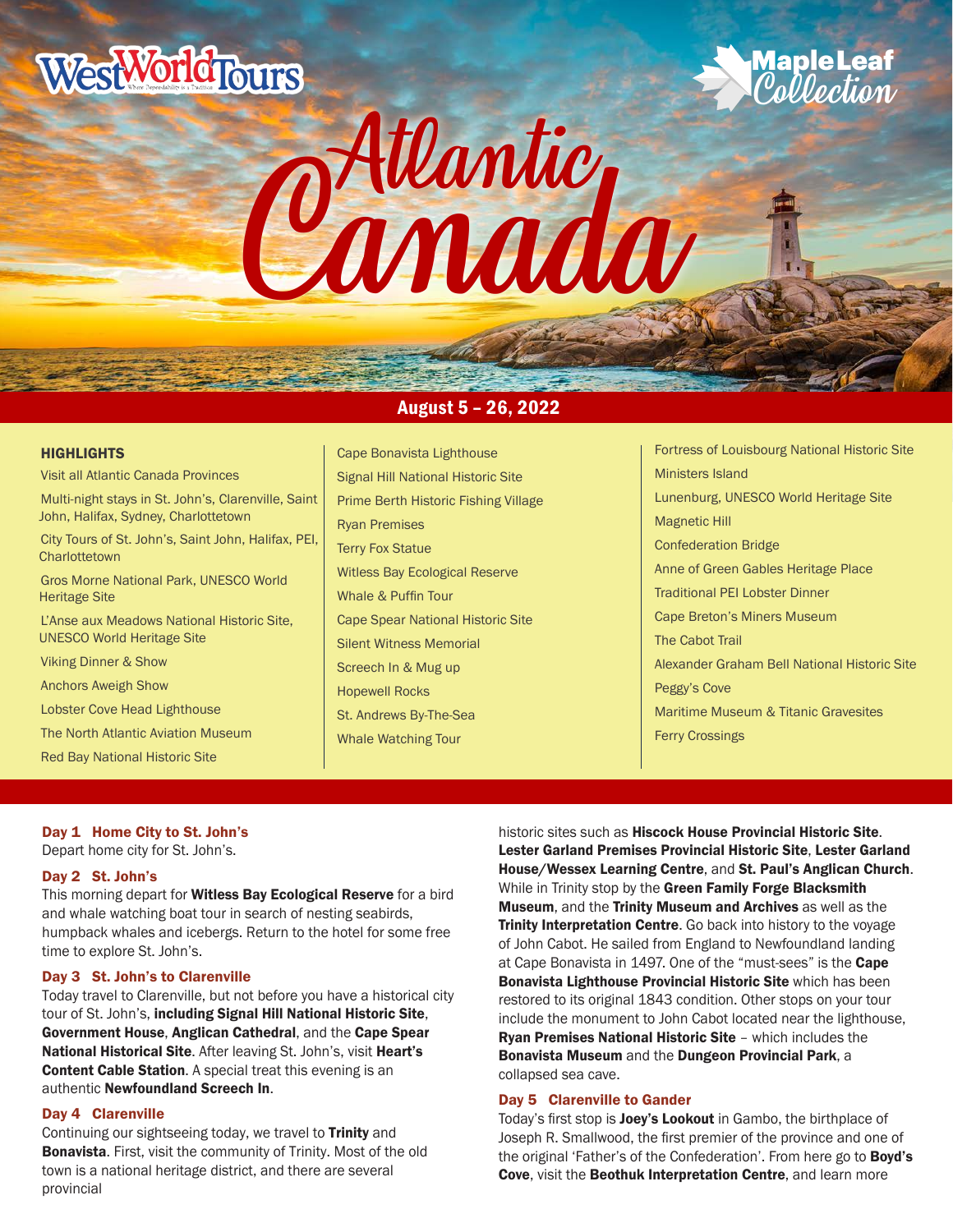WestWorldTours

Where Dependability is a Tradition

Maple Leaf Collection

# Atlantic Canada

## August 5 – 26, 2022

### HIGHLIGHTS

- Visit all Atlantic Canada Provinces
- Multi-night stays in St. John's, Clarenville, Saint John, Halifax, Sydney, Charlottetown
- City Tours of St. John's, Saint John, Halifax, PEI, Charlottetown
- Gros Morne National Park, UNESCO World Heritage Site
- L'Anse aux Meadows National Historic Site, UNESCO World Heritage Site
- Viking Dinner & Show
- Anchors Aweigh Show
- Lobster Cove Head Lighthouse
- The North Atlantic Aviation Museum
- Red Bay National Historic Site
- Cape Bonavista Lighthouse
- Signal Hill National Historic Site
- Prime Berth Historic Fishing Village
- Ryan Premises
- Terry Fox Statue
- Witless Bay Ecological Reserve
- Whale & Puffin Tour
- Cape Spear National Historic Site
- Silent Witness Memorial
- Screech In & Mug up
- Hopewell Rocks
- St. Andrews By-The-Sea
- Whale Watching Tour
- Fortress of Louisbourg National Historic Site
- Ministers Island
- Lunenburg, UNESCO World Heritage Site
- Magnetic Hill
- Confederation Bridge
- Anne of Green Gables Heritage Place
- Traditional PEI Lobster Dinner
- Cape Breton's Miners Museum
- The Cabot Trail
- Alexander Graham Bell National Historic Site
- Peggy's Cove
- Maritime Museum & Titanic Gravesites
- Ferry Crossings

### Day 1 Home City to St. John's

Depart home city for St. John's.

### Day 2 St. John's

This morning depart for **Witless Bay Ecological Reserve** for a bird and whale watching boat tour in search of nesting seabirds, humpback whales and icebergs. Return to the hotel for some free time to explore St. John's.

### Day 3 St. John's to Clarenville

Today travel to Clarenville, but not before you have a historical city tour of St. John's, **including Signal Hill National Historic Site**, **Government House**, **Anglican Cathedral**, and the **Cape Spear National Historical Site**. After leaving St. John's, visit **Heart's Content Cable Station**. A special treat this evening is an authentic **Newfoundland Screech In**.

### Day 4 Clarenville

Continuing our sightseeing today, we travel to **Trinity** and **Bonavista**. First, visit the community of Trinity. Most of the old town is a national heritage district, and there are several provincial historic sites such as **Hiscock House Provincial Historic Site**. **Lester Garland Premises Provincial Historic Site**, **Lester Garland House/Wessex Learning Centre**, and **St. Paul's Anglican Church**. While in Trinity stop by the **Green Family Forge Blacksmith Museum**, and the **Trinity Museum and Archives** as well as the **Trinity Interpretation Centre**. Go back into history to the voyage of John Cabot. He sailed from England to Newfoundland landing at Cape Bonavista in 1497. One of the "must-sees" is the **Cape Bonavista Lighthouse Provincial Historic Site** which has been restored to its original 1843 condition. Other stops on your tour include the monument to John Cabot located near the lighthouse, **Ryan Premises National Historic Site** – which includes the **Bonavista Museum** and the **Dungeon Provincial Park**, a collapsed sea cave.

### Day 5 Clarenville to Gander

Today's first stop is **Joey's Lookout** in Gambo, the birthplace of Joseph R. Smallwood, the first premier of the province and one of the original 'Father's of the Confederation'. From here go to **Boyd's Cove**, visit the **Beothuk Interpretation Centre**, and learn more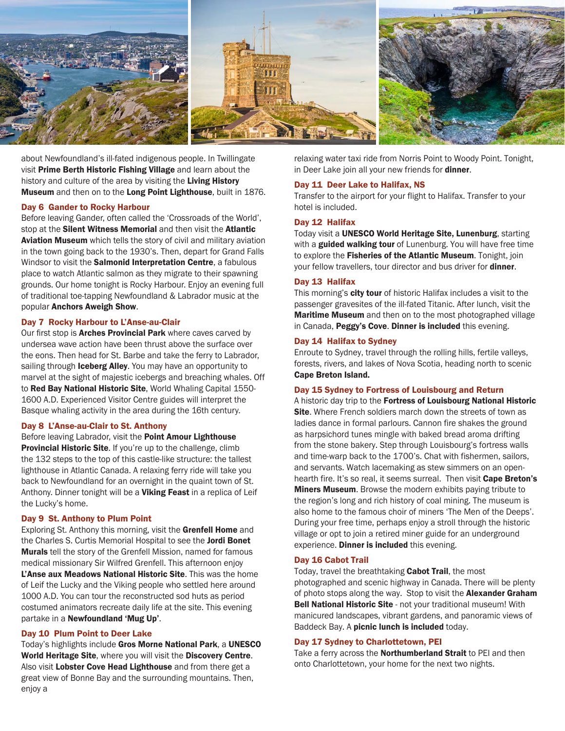about Newfoundland's ill-fated indigenous people. In Twillingate visit **Prime Berth Historic Fishing Village** and learn about the history and culture of the area by visiting the **Living History Museum** and then on to the **Long Point Lighthouse**, built in 1876.

### Day 6  Gander to Rocky Harbour

Before leaving Gander, often called the 'Crossroads of the World', stop at the **Silent Witness Memorial** and then visit the **Atlantic Aviation Museum** which tells the story of civil and military aviation in the town going back to the 1930's. Then, depart for Grand Falls Windsor to visit the **Salmonid Interpretation Centre**, a fabulous place to watch Atlantic salmon as they migrate to their spawning grounds. Our home tonight is Rocky Harbour. Enjoy an evening full of traditional toe-tapping Newfoundland & Labrador music at the popular **Anchors Aweigh Show**.

### Day 7  Rocky Harbour to L'Anse-au-Clair

Our first stop is **Arches Provincial Park** where caves carved by undersea wave action have been thrust above the surface over the eons. Then head for St. Barbe and take the ferry to Labrador, sailing through **Iceberg Alley**. You may have an opportunity to marvel at the sight of majestic icebergs and breaching whales. Off to **Red Bay National Historic Site**, World Whaling Capital 1550-1600 A.D. Experienced Visitor Centre guides will interpret the Basque whaling activity in the area during the 16th century.

### Day 8  L'Anse-au-Clair to St. Anthony

Before leaving Labrador, visit the **Point Amour Lighthouse Provincial Historic Site**. If you're up to the challenge, climb the 132 steps to the top of this castle-like structure: the tallest lighthouse in Atlantic Canada. A relaxing ferry ride will take you back to Newfoundland for an overnight in the quaint town of St. Anthony. Dinner tonight will be a **Viking Feast** in a replica of Leif the Lucky's home.

### Day 9  St. Anthony to Plum Point

Exploring St. Anthony this morning, visit the **Grenfell Home** and the Charles S. Curtis Memorial Hospital to see the **Jordi Bonet Murals** tell the story of the Grenfell Mission, named for famous medical missionary Sir Wilfred Grenfell. This afternoon enjoy **L'Anse aux Meadows National Historic Site**. This was the home of Leif the Lucky and the Viking people who settled here around 1000 A.D. You can tour the reconstructed sod huts as period costumed animators recreate daily life at the site. This evening partake in a **Newfoundland 'Mug Up'**.

### Day 10  Plum Point to Deer Lake

Today's highlights include **Gros Morne National Park**, a **UNESCO World Heritage Site**, where you will visit the **Discovery Centre**. Also visit **Lobster Cove Head Lighthouse** and from there get a great view of Bonne Bay and the surrounding mountains. Then, enjoy a relaxing water taxi ride from Norris Point to Woody Point. Tonight, in Deer Lake join all your new friends for **dinner**.

### Day 11  Deer Lake to Halifax, NS

Transfer to the airport for your flight to Halifax. Transfer to your hotel is included.

### Day 12  Halifax

Today visit a **UNESCO World Heritage Site, Lunenburg**, starting with a **guided walking tour** of Lunenburg. You will have free time to explore the **Fisheries of the Atlantic Museum**. Tonight, join your fellow travellers, tour director and bus driver for **dinner**.

### Day 13  Halifax

This morning's **city tour** of historic Halifax includes a visit to the passenger gravesites of the ill-fated Titanic. After lunch, visit the **Maritime Museum** and then on to the most photographed village in Canada, **Peggy's Cove**. **Dinner is included** this evening.

### Day 14  Halifax to Sydney

Enroute to Sydney, travel through the rolling hills, fertile valleys, forests, rivers, and lakes of Nova Scotia, heading north to scenic **Cape Breton Island.**

### Day 15 Sydney to Fortress of Louisbourg and Return

A historic day trip to the **Fortress of Louisbourg National Historic Site**. Where French soldiers march down the streets of town as ladies dance in formal parlours. Cannon fire shakes the ground as harpsichord tunes mingle with baked bread aroma drifting from the stone bakery. Step through Louisbourg's fortress walls and time-warp back to the 1700's. Chat with fishermen, sailors, and servants. Watch lacemaking as stew simmers on an open-hearth fire. It's so real, it seems surreal. Then visit **Cape Breton's Miners Museum**. Browse the modern exhibits paying tribute to the region's long and rich history of coal mining. The museum is also home to the famous choir of miners 'The Men of the Deeps'. During your free time, perhaps enjoy a stroll through the historic village or opt to join a retired miner guide for an underground experience. **Dinner is included** this evening.

### Day 16 Cabot Trail

Today, travel the breathtaking **Cabot Trail**, the most photographed and scenic highway in Canada. There will be plenty of photo stops along the way. Stop to visit the **Alexander Graham Bell National Historic Site** - not your traditional museum! With manicured landscapes, vibrant gardens, and panoramic views of Baddeck Bay. A **picnic lunch is included** today.

### Day 17 Sydney to Charlottetown, PEI

Take a ferry across the **Northumberland Strait** to PEI and then onto Charlottetown, your home for the next two nights.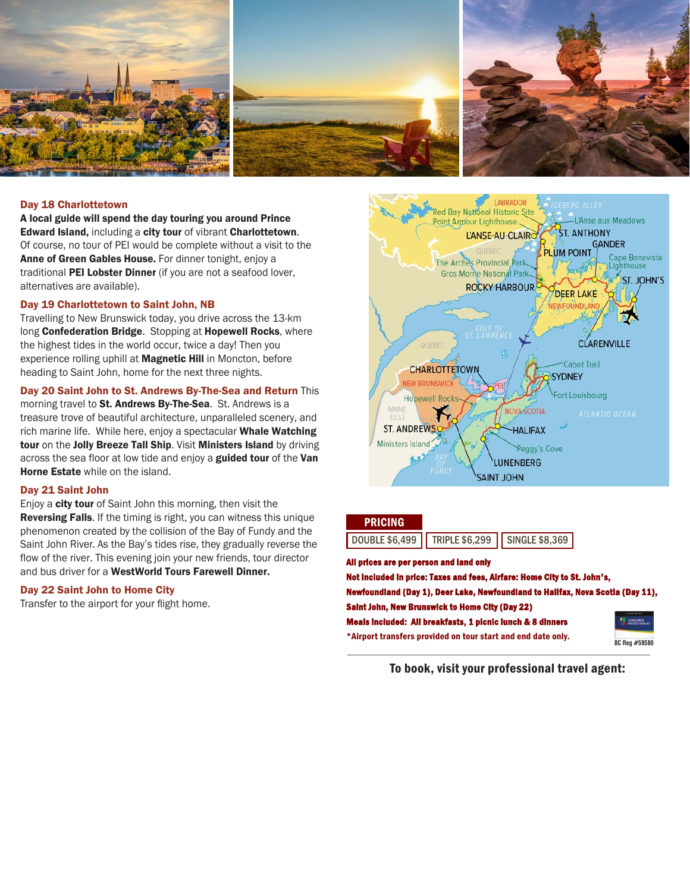**Day 18 Charlottetown**

**A local guide will spend the day touring you around Prince Edward Island,** including a **city tour** of vibrant **Charlottetown**. Of course, no tour of PEI would be complete without a visit to the **Anne of Green Gables House.** For dinner tonight, enjoy a traditional **PEI Lobster Dinner** (if you are not a seafood lover, alternatives are available).

**Day 19 Charlottetown to Saint John, NB**

Travelling to New Brunswick today, you drive across the 13-km long **Confederation Bridge**. Stopping at **Hopewell Rocks**, where the highest tides in the world occur, twice a day! Then you experience rolling uphill at **Magnetic Hill** in Moncton, before heading to Saint John, home for the next three nights.

**Day 20 Saint John to St. Andrews By-The-Sea and Return** This morning travel to **St. Andrews By-The-Sea**. St. Andrews is a treasure trove of beautiful architecture, unparalleled scenery, and rich marine life. While here, enjoy a spectacular **Whale Watching tour** on the **Jolly Breeze Tall Ship**. Visit **Ministers Island** by driving across the sea floor at low tide and enjoy a **guided tour** of the **Van Horne Estate** while on the island.

**Day 21 Saint John**

Enjoy a **city tour** of Saint John this morning, then visit the **Reversing Falls**. If the timing is right, you can witness this unique phenomenon created by the collision of the Bay of Fundy and the Saint John River. As the Bay's tides rise, they gradually reverse the flow of the river. This evening join your new friends, tour director and bus driver for a **WestWorld Tours Farewell Dinner.**

**Day 22 Saint John to Home City**

Transfer to the airport for your flight home.

LABRADOR
ICEBERG ALLEY
Red Bay National Historic Site
Point Armour Lighthouse
L'Anse aux Meadows
L'ANSE-AU-CLAIR
ST. ANTHONY
GANDER
QUEBEC
PLUM POINT
Cape Bonavista Lighthouse
The Arches Provincial Park
Gros Morne National Park
ST. JOHN'S
ROCKY HARBOUR
DEER LAKE
NEWFOUNDLAND
GULF OF ST. LAWRENCE
CLARENVILLE
QUEBEC
Cabot Trail
CHARLOTTETOWN
SYDNEY
NEW BRUNSWICK
PEI
Hopewell Rocks
Fort Louisbourg
MAINE (U.S.)
NOVA SCOTIA
ATLANTIC OCEAN
ST. ANDREWS
HALIFAX
Ministers Island
Peggy's Cove
BAY OF FUNDY
LUNENBERG
SAINT JOHN

**PRICING**

| DOUBLE $6,499 | TRIPLE $6,299 | SINGLE $8,369 |
|---|---|---|

**All prices are per person and land only**

**Not included in price: Taxes and fees, Airfare: Home City to St. John's, Newfoundland (Day 1), Deer Lake, Newfoundland to Halifax, Nova Scotia (Day 11), Saint John, New Brunswick to Home City (Day 22)**

**Meals included: All breakfasts, 1 picnic lunch & 8 dinners**

***Airport transfers provided on tour start and end date only.**

BC Reg #59580

**To book, visit your professional travel agent:**